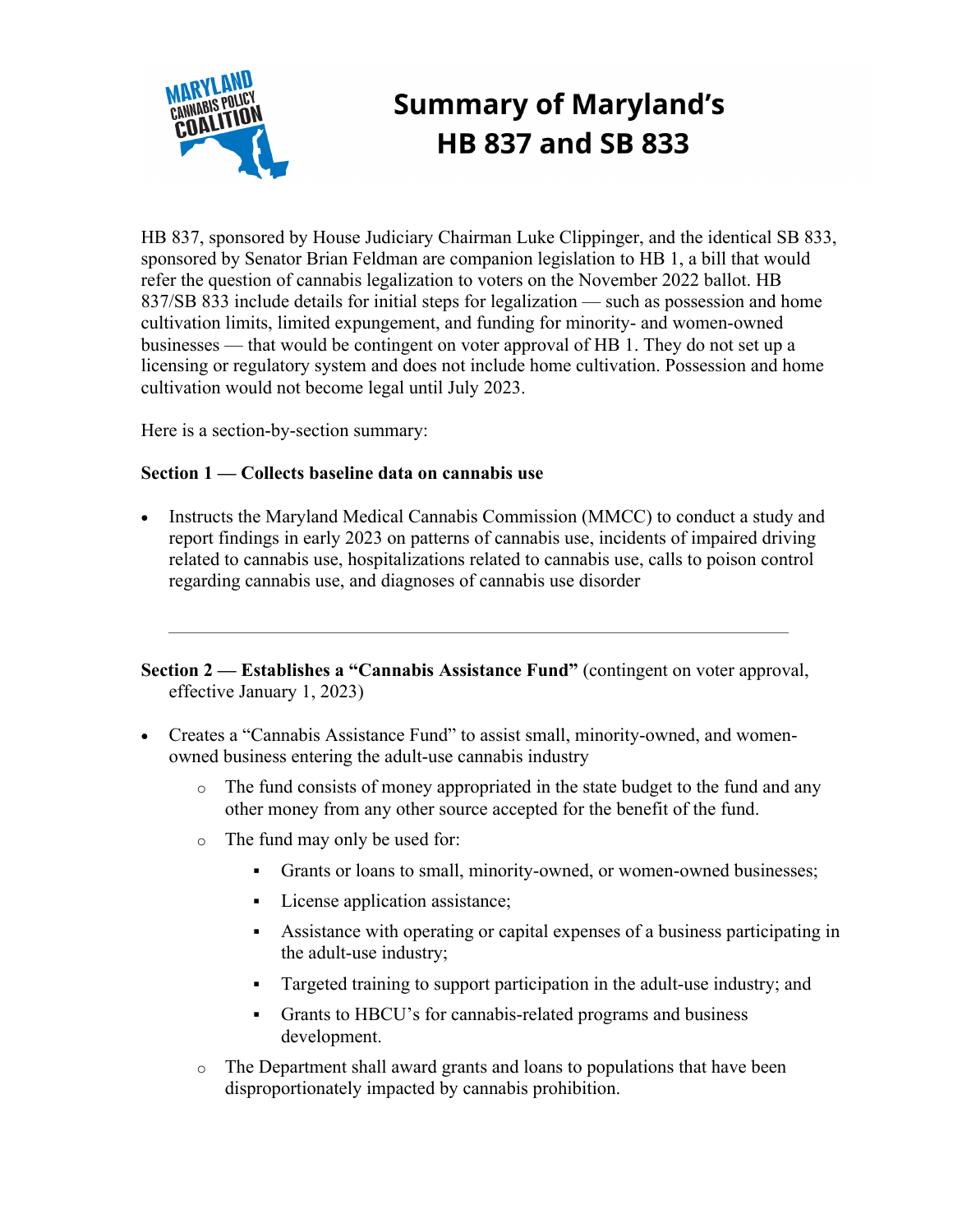# Summary of Maryland's HB 837 and SB 833

HB 837, sponsored by House Judiciary Chairman Luke Clippinger, and the identical SB 833, sponsored by Senator Brian Feldman are companion legislation to HB 1, a bill that would refer the question of cannabis legalization to voters on the November 2022 ballot. HB 837/SB 833 include details for initial steps for legalization — such as possession and home cultivation limits, limited expungement, and funding for minority- and women-owned businesses — that would be contingent on voter approval of HB 1. They do not set up a licensing or regulatory system and does not include home cultivation. Possession and home cultivation would not become legal until July 2023.

Here is a section-by-section summary:

**Section 1 — Collects baseline data on cannabis use**

- Instructs the Maryland Medical Cannabis Commission (MMCC) to conduct a study and report findings in early 2023 on patterns of cannabis use, incidents of impaired driving related to cannabis use, hospitalizations related to cannabis use, calls to poison control regarding cannabis use, and diagnoses of cannabis use disorder

---

**Section 2 — Establishes a "Cannabis Assistance Fund"** (contingent on voter approval, effective January 1, 2023)

- Creates a "Cannabis Assistance Fund" to assist small, minority-owned, and women-owned business entering the adult-use cannabis industry
  - The fund consists of money appropriated in the state budget to the fund and any other money from any other source accepted for the benefit of the fund.
  - The fund may only be used for:
    - Grants or loans to small, minority-owned, or women-owned businesses;
    - License application assistance;
    - Assistance with operating or capital expenses of a business participating in the adult-use industry;
    - Targeted training to support participation in the adult-use industry; and
    - Grants to HBCU's for cannabis-related programs and business development.
  - The Department shall award grants and loans to populations that have been disproportionately impacted by cannabis prohibition.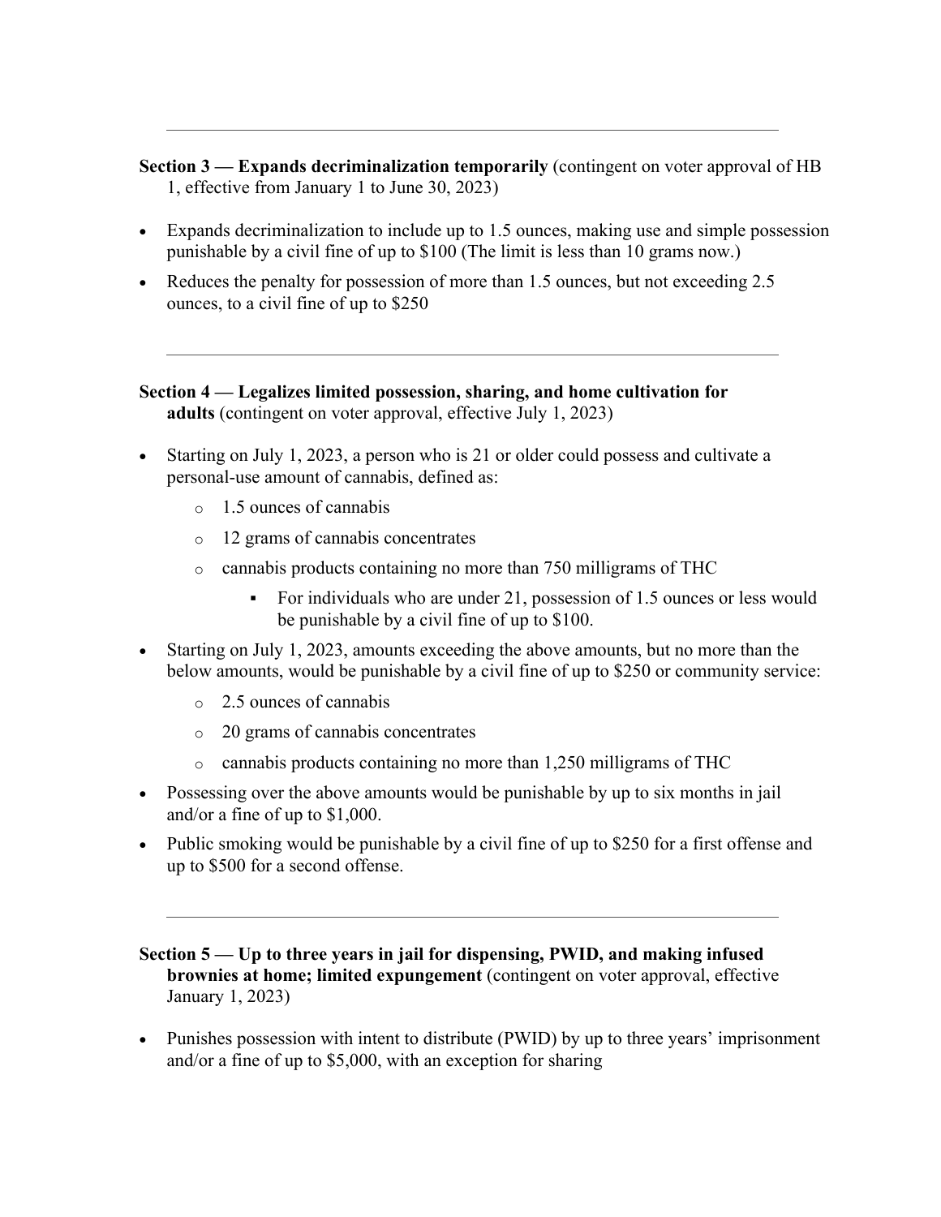---

**Section 3 — Expands decriminalization temporarily** (contingent on voter approval of HB 1, effective from January 1 to June 30, 2023)

- Expands decriminalization to include up to 1.5 ounces, making use and simple possession punishable by a civil fine of up to $100 (The limit is less than 10 grams now.)
- Reduces the penalty for possession of more than 1.5 ounces, but not exceeding 2.5 ounces, to a civil fine of up to $250

---

**Section 4 — Legalizes limited possession, sharing, and home cultivation for adults** (contingent on voter approval, effective July 1, 2023)

- Starting on July 1, 2023, a person who is 21 or older could possess and cultivate a personal-use amount of cannabis, defined as:
  - 1.5 ounces of cannabis
  - 12 grams of cannabis concentrates
  - cannabis products containing no more than 750 milligrams of THC
    - For individuals who are under 21, possession of 1.5 ounces or less would be punishable by a civil fine of up to $100.
- Starting on July 1, 2023, amounts exceeding the above amounts, but no more than the below amounts, would be punishable by a civil fine of up to $250 or community service:
  - 2.5 ounces of cannabis
  - 20 grams of cannabis concentrates
  - cannabis products containing no more than 1,250 milligrams of THC
- Possessing over the above amounts would be punishable by up to six months in jail and/or a fine of up to $1,000.
- Public smoking would be punishable by a civil fine of up to $250 for a first offense and up to $500 for a second offense.

---

**Section 5 — Up to three years in jail for dispensing, PWID, and making infused brownies at home; limited expungement** (contingent on voter approval, effective January 1, 2023)

- Punishes possession with intent to distribute (PWID) by up to three years' imprisonment and/or a fine of up to $5,000, with an exception for sharing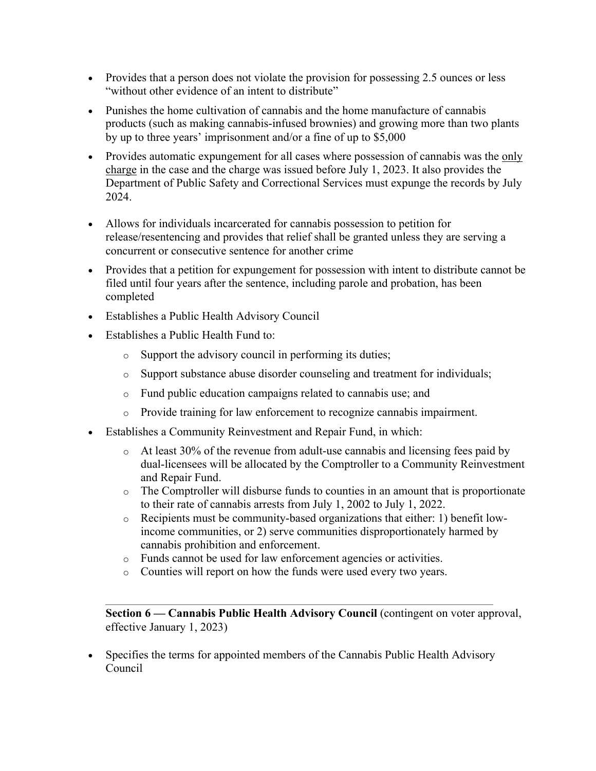- Provides that a person does not violate the provision for possessing 2.5 ounces or less "without other evidence of an intent to distribute"
- Punishes the home cultivation of cannabis and the home manufacture of cannabis products (such as making cannabis-infused brownies) and growing more than two plants by up to three years' imprisonment and/or a fine of up to $5,000
- Provides automatic expungement for all cases where possession of cannabis was the <u>only charge</u> in the case and the charge was issued before July 1, 2023. It also provides the Department of Public Safety and Correctional Services must expunge the records by July 2024.
- Allows for individuals incarcerated for cannabis possession to petition for release/resentencing and provides that relief shall be granted unless they are serving a concurrent or consecutive sentence for another crime
- Provides that a petition for expungement for possession with intent to distribute cannot be filed until four years after the sentence, including parole and probation, has been completed
- Establishes a Public Health Advisory Council
- Establishes a Public Health Fund to:
  - Support the advisory council in performing its duties;
  - Support substance abuse disorder counseling and treatment for individuals;
  - Fund public education campaigns related to cannabis use; and
  - Provide training for law enforcement to recognize cannabis impairment.
- Establishes a Community Reinvestment and Repair Fund, in which:
  - At least 30% of the revenue from adult-use cannabis and licensing fees paid by dual-licensees will be allocated by the Comptroller to a Community Reinvestment and Repair Fund.
  - The Comptroller will disburse funds to counties in an amount that is proportionate to their rate of cannabis arrests from July 1, 2002 to July 1, 2022.
  - Recipients must be community-based organizations that either: 1) benefit low-income communities, or 2) serve communities disproportionately harmed by cannabis prohibition and enforcement.
  - Funds cannot be used for law enforcement agencies or activities.
  - Counties will report on how the funds were used every two years.

---

**Section 6 — Cannabis Public Health Advisory Council** (contingent on voter approval, effective January 1, 2023)

- Specifies the terms for appointed members of the Cannabis Public Health Advisory Council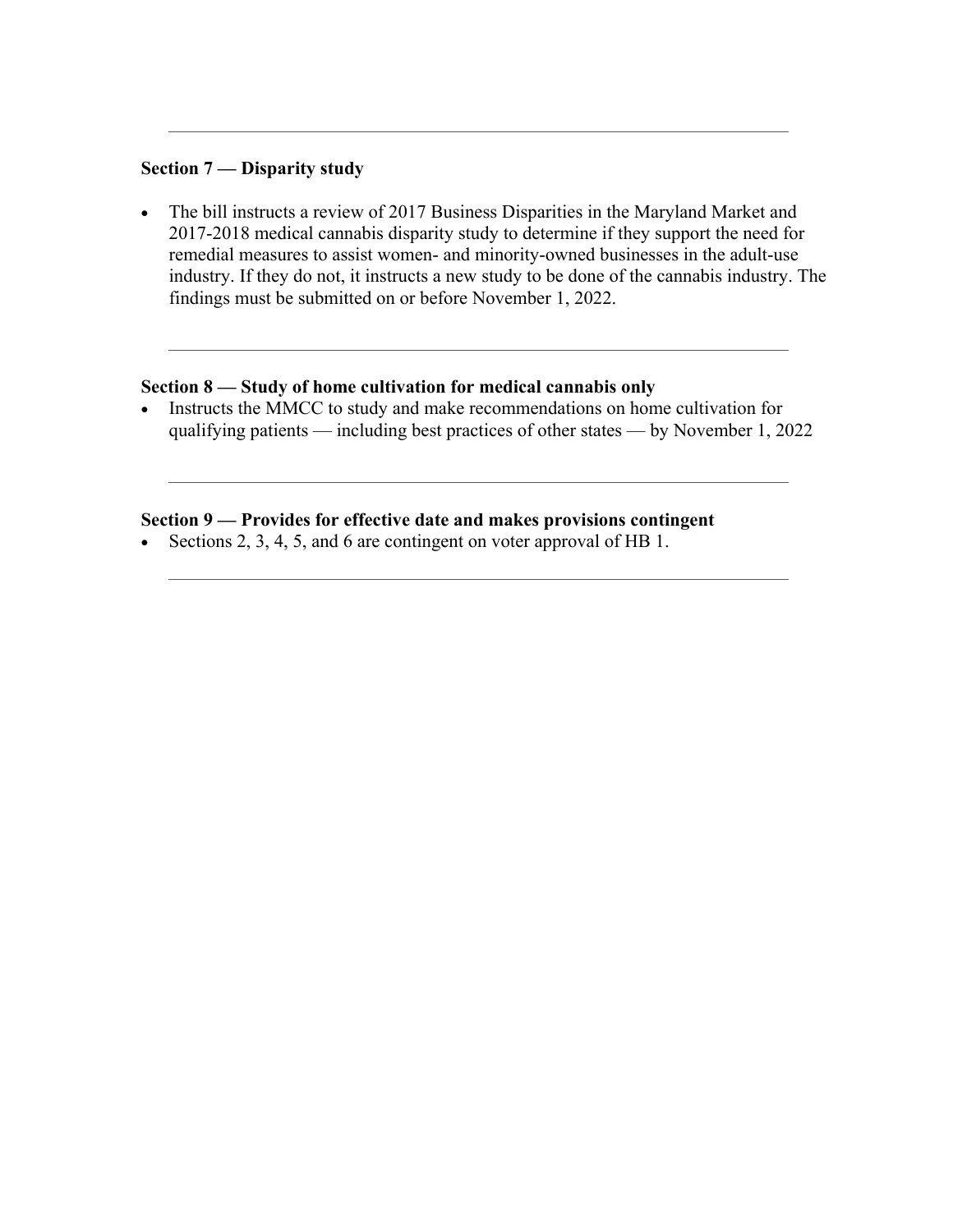---

**Section 7 — Disparity study**

- The bill instructs a review of 2017 Business Disparities in the Maryland Market and 2017-2018 medical cannabis disparity study to determine if they support the need for remedial measures to assist women- and minority-owned businesses in the adult-use industry. If they do not, it instructs a new study to be done of the cannabis industry. The findings must be submitted on or before November 1, 2022.

---

**Section 8 — Study of home cultivation for medical cannabis only**

- Instructs the MMCC to study and make recommendations on home cultivation for qualifying patients — including best practices of other states — by November 1, 2022

---

**Section 9 — Provides for effective date and makes provisions contingent**

- Sections 2, 3, 4, 5, and 6 are contingent on voter approval of HB 1.

---